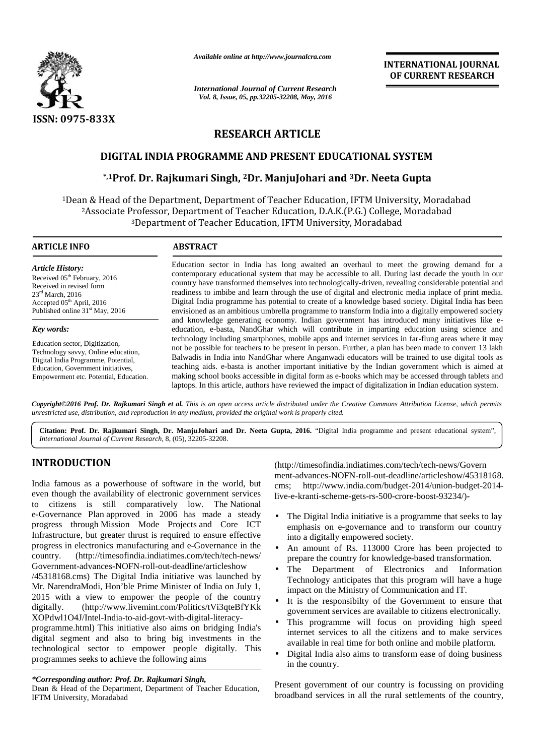*Available online at http://www.journalcra.com*

*International Journal of Current Research*
*Vol. 8, Issue, 05, pp.32205-32208, May, 2016*

**INTERNATIONAL JOURNAL OF CURRENT RESEARCH**

ISSN: 0975-833X

## RESEARCH ARTICLE

# DIGITAL INDIA PROGRAMME AND PRESENT EDUCATIONAL SYSTEM

**[*,1]Prof. Dr. Rajkumari Singh, [2]Dr. ManjuJohari and [3]Dr. Neeta Gupta**

[1]Dean & Head of the Department, Department of Teacher Education, IFTM University, Moradabad
[2]Associate Professor, Department of Teacher Education, D.A.K.(P.G.) College, Moradabad
[3]Department of Teacher Education, IFTM University, Moradabad

### ARTICLE INFO

***Article History:***

Received 05th February, 2016
Received in revised form
23rd March, 2016
Accepted 05th April, 2016
Published online 31st May, 2016

***Key words:***

Education sector, Digitization, Technology savvy, Online education, Digital India Programme, Potential, Education, Government initiatives, Empowerment etc. Potential, Education.

### ABSTRACT

Education sector in India has long awaited an overhaul to meet the growing demand for a contemporary educational system that may be accessible to all. During last decade the youth in our country have transformed themselves into technologically-driven, revealing considerable potential and readiness to imbibe and learn through the use of digital and electronic media inplace of print media. Digital India programme has potential to create of a knowledge based society. Digital India has been envisioned as an ambitious umbrella programme to transform India into a digitally empowered society and knowledge generating economy. Indian government has introduced many initiatives like e-education, e-basta, NandGhar which will contribute in imparting education using science and technology including smartphones, mobile apps and internet services in far-flung areas where it may not be possible for teachers to be present in person. Further, a plan has been made to convert 13 lakh Balwadis in India into NandGhar where Anganwadi educators will be trained to use digital tools as teaching aids. e-basta is another important initiative by the Indian government which is aimed at making school books accessible in digital form as e-books which may be accessed through tablets and laptops. In this article, authors have reviewed the impact of digitalization in Indian education system.

***Copyright©2016 Prof. Dr. Rajkumari Singh et al.** This is an open access article distributed under the Creative Commons Attribution License, which permits unrestricted use, distribution, and reproduction in any medium, provided the original work is properly cited.*

**Citation: Prof. Dr. Rajkumari Singh, Dr. ManjuJohari and Dr. Neeta Gupta, 2016.** "Digital India programme and present educational system", *International Journal of Current Research*, 8, (05), 32205-32208.

## INTRODUCTION

India famous as a powerhouse of software in the world, but even though the availability of electronic government services to citizens is still comparatively low. The National e-Governance Plan approved in 2006 has made a steady progress through Mission Mode Projects and Core ICT Infrastructure, but greater thrust is required to ensure effective progress in electronics manufacturing and e-Governance in the country. (http://timesofindia.indiatimes.com/tech/tech-news/Government-advances-NOFN-roll-out-deadline/articleshow/45318168.cms) The Digital India initiative was launched by Mr. NarendraModi, Hon'ble Prime Minister of India on July 1, 2015 with a view to empower the people of the country digitally. (http://www.livemint.com/Politics/tVi3qteBfYKkXOPdwl1O4J/Intel-India-to-aid-govt-with-digital-literacy-programme.html) This initiative also aims on bridging India's digital segment and also to bring big investments in the technological sector to empower people digitally. This programmes seeks to achieve the following aims (http://timesofindia.indiatimes.com/tech/tech-news/Government-advances-NOFN-roll-out-deadline/articleshow/45318168.cms; http://www.india.com/budget-2014/union-budget-2014-live-e-kranti-scheme-gets-rs-500-crore-boost-93234/)-

- The Digital India initiative is a programme that seeks to lay emphasis on e-governance and to transform our country into a digitally empowered society.
- An amount of Rs. 113000 Crore has been projected to prepare the country for knowledge-based transformation.
- The Department of Electronics and Information Technology anticipates that this program will have a huge impact on the Ministry of Communication and IT.
- It is the responsibilty of the Government to ensure that government services are available to citizens electronically.
- This programme will focus on providing high speed internet services to all the citizens and to make services available in real time for both online and mobile platform.
- Digital India also aims to transform ease of doing business in the country.

Present government of our country is focussing on providing broadband services in all the rural settlements of the country,

***Corresponding author: Prof. Dr. Rajkumari Singh,***
Dean & Head of the Department, Department of Teacher Education, IFTM University, Moradabad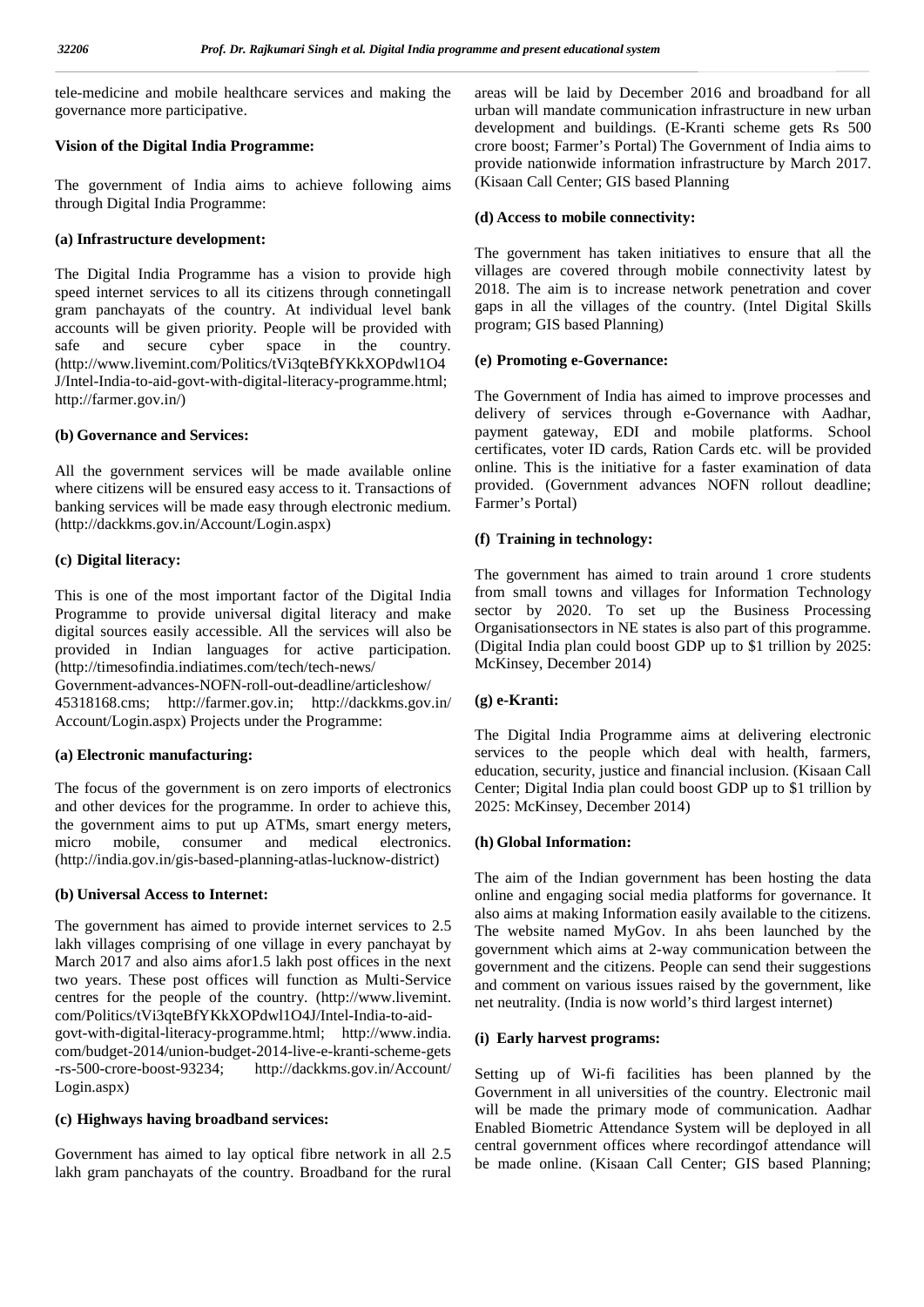tele-medicine and mobile healthcare services and making the governance more participative.

**Vision of the Digital India Programme:**

The government of India aims to achieve following aims through Digital India Programme:

**(a) Infrastructure development:**

The Digital India Programme has a vision to provide high speed internet services to all its citizens through connetingall gram panchayats of the country. At individual level bank accounts will be given priority. People will be provided with safe and secure cyber space in the country. (http://www.livemint.com/Politics/tVi3qteBfYKkXOPdwl1O4J/Intel-India-to-aid-govt-with-digital-literacy-programme.html; http://farmer.gov.in/)

**(b) Governance and Services:**

All the government services will be made available online where citizens will be ensured easy access to it. Transactions of banking services will be made easy through electronic medium. (http://dackkms.gov.in/Account/Login.aspx)

**(c) Digital literacy:**

This is one of the most important factor of the Digital India Programme to provide universal digital literacy and make digital sources easily accessible. All the services will also be provided in Indian languages for active participation. (http://timesofindia.indiatimes.com/tech/tech-news/Government-advances-NOFN-roll-out-deadline/articleshow/45318168.cms; http://farmer.gov.in; http://dackkms.gov.in/Account/Login.aspx) Projects under the Programme:

**(a) Electronic manufacturing:**

The focus of the government is on zero imports of electronics and other devices for the programme. In order to achieve this, the government aims to put up ATMs, smart energy meters, micro mobile, consumer and medical electronics. (http://india.gov.in/gis-based-planning-atlas-lucknow-district)

**(b) Universal Access to Internet:**

The government has aimed to provide internet services to 2.5 lakh villages comprising of one village in every panchayat by March 2017 and also aims afor1.5 lakh post offices in the next two years. These post offices will function as Multi-Service centres for the people of the country. (http://www.livemint.com/Politics/tVi3qteBfYKkXOPdwl1O4J/Intel-India-to-aid-govt-with-digital-literacy-programme.html; http://www.india.com/budget-2014/union-budget-2014-live-e-kranti-scheme-gets-rs-500-crore-boost-93234; http://dackkms.gov.in/Account/Login.aspx)

**(c) Highways having broadband services:**

Government has aimed to lay optical fibre network in all 2.5 lakh gram panchayats of the country. Broadband for the rural areas will be laid by December 2016 and broadband for all urban will mandate communication infrastructure in new urban development and buildings. (E-Kranti scheme gets Rs 500 crore boost; Farmer's Portal) The Government of India aims to provide nationwide information infrastructure by March 2017. (Kisaan Call Center; GIS based Planning

**(d) Access to mobile connectivity:**

The government has taken initiatives to ensure that all the villages are covered through mobile connectivity latest by 2018. The aim is to increase network penetration and cover gaps in all the villages of the country. (Intel Digital Skills program; GIS based Planning)

**(e) Promoting e-Governance:**

The Government of India has aimed to improve processes and delivery of services through e-Governance with Aadhar, payment gateway, EDI and mobile platforms. School certificates, voter ID cards, Ration Cards etc. will be provided online. This is the initiative for a faster examination of data provided. (Government advances NOFN rollout deadline; Farmer's Portal)

**(f) Training in technology:**

The government has aimed to train around 1 crore students from small towns and villages for Information Technology sector by 2020. To set up the Business Processing Organisationsectors in NE states is also part of this programme. (Digital India plan could boost GDP up to $1 trillion by 2025: McKinsey, December 2014)

**(g) e-Kranti:**

The Digital India Programme aims at delivering electronic services to the people which deal with health, farmers, education, security, justice and financial inclusion. (Kisaan Call Center; Digital India plan could boost GDP up to $1 trillion by 2025: McKinsey, December 2014)

**(h) Global Information:**

The aim of the Indian government has been hosting the data online and engaging social media platforms for governance. It also aims at making Information easily available to the citizens. The website named MyGov. In ahs been launched by the government which aims at 2-way communication between the government and the citizens. People can send their suggestions and comment on various issues raised by the government, like net neutrality. (India is now world's third largest internet)

**(i) Early harvest programs:**

Setting up of Wi-fi facilities has been planned by the Government in all universities of the country. Electronic mail will be made the primary mode of communication. Aadhar Enabled Biometric Attendance System will be deployed in all central government offices where recordingof attendance will be made online. (Kisaan Call Center; GIS based Planning;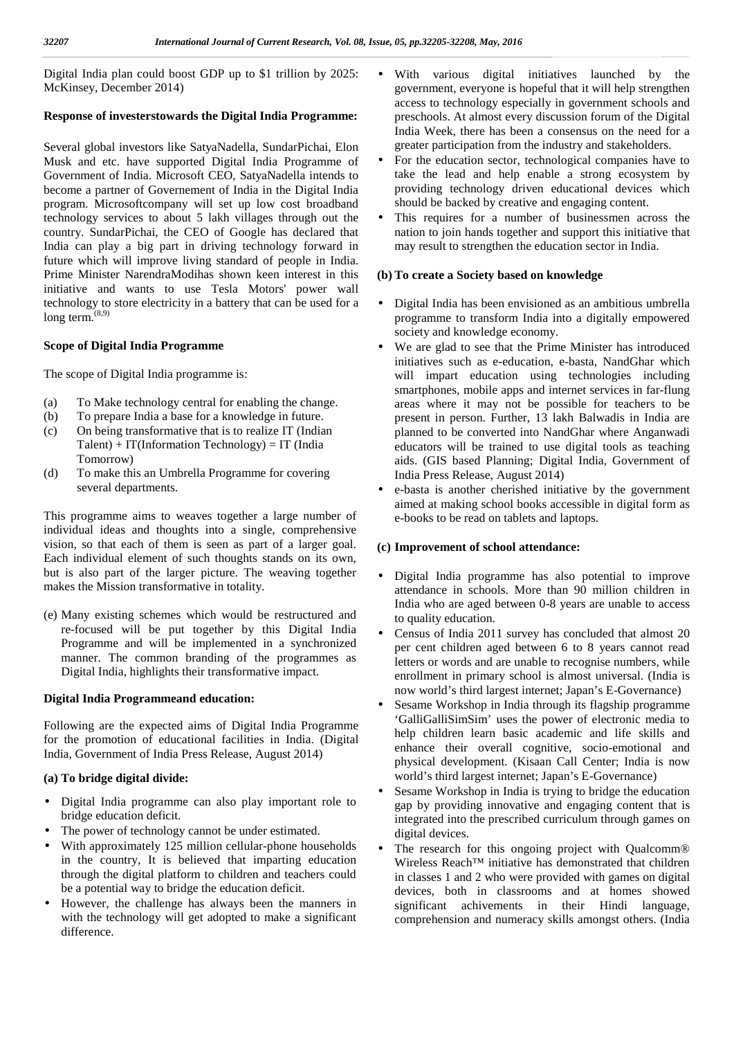Digital India plan could boost GDP up to $1 trillion by 2025: McKinsey, December 2014)

**Response of investerstowards the Digital India Programme:**

Several global investors like SatyaNadella, SundarPichai, Elon Musk and etc. have supported Digital India Programme of Government of India. Microsoft CEO, SatyaNadella intends to become a partner of Governement of India in the Digital India program. Microsoftcompany will set up low cost broadband technology services to about 5 lakh villages through out the country. SundarPichai, the CEO of Google has declared that India can play a big part in driving technology forward in future which will improve living standard of people in India. Prime Minister NarendraModihas shown keen interest in this initiative and wants to use Tesla Motors' power wall technology to store electricity in a battery that can be used for a long term.[8,9]

**Scope of Digital India Programme**

The scope of Digital India programme is:

(a) To Make technology central for enabling the change.
(b) To prepare India a base for a knowledge in future.
(c) On being transformative that is to realize IT (Indian Talent) + IT(Information Technology) = IT (India Tomorrow)
(d) To make this an Umbrella Programme for covering several departments.

This programme aims to weaves together a large number of individual ideas and thoughts into a single, comprehensive vision, so that each of them is seen as part of a larger goal. Each individual element of such thoughts stands on its own, but is also part of the larger picture. The weaving together makes the Mission transformative in totality.

(e) Many existing schemes which would be restructured and re-focused will be put together by this Digital India Programme and will be implemented in a synchronized manner. The common branding of the programmes as Digital India, highlights their transformative impact.

**Digital India Programmeand education:**

Following are the expected aims of Digital India Programme for the promotion of educational facilities in India. (Digital India, Government of India Press Release, August 2014)

**(a) To bridge digital divide:**

- Digital India programme can also play important role to bridge education deficit.
- The power of technology cannot be under estimated.
- With approximately 125 million cellular-phone households in the country, It is believed that imparting education through the digital platform to children and teachers could be a potential way to bridge the education deficit.
- However, the challenge has always been the manners in with the technology will get adopted to make a significant difference.
- With various digital initiatives launched by the government, everyone is hopeful that it will help strengthen access to technology especially in government schools and preschools. At almost every discussion forum of the Digital India Week, there has been a consensus on the need for a greater participation from the industry and stakeholders.
- For the education sector, technological companies have to take the lead and help enable a strong ecosystem by providing technology driven educational devices which should be backed by creative and engaging content.
- This requires for a number of businessmen across the nation to join hands together and support this initiative that may result to strengthen the education sector in India.

**(b) To create a Society based on knowledge**

- Digital India has been envisioned as an ambitious umbrella programme to transform India into a digitally empowered society and knowledge economy.
- We are glad to see that the Prime Minister has introduced initiatives such as e-education, e-basta, NandGhar which will impart education using technologies including smartphones, mobile apps and internet services in far-flung areas where it may not be possible for teachers to be present in person. Further, 13 lakh Balwadis in India are planned to be converted into NandGhar where Anganwadi educators will be trained to use digital tools as teaching aids. (GIS based Planning; Digital India, Government of India Press Release, August 2014)
- e-basta is another cherished initiative by the government aimed at making school books accessible in digital form as e-books to be read on tablets and laptops.

**(c) Improvement of school attendance:**

- Digital India programme has also potential to improve attendance in schools. More than 90 million children in India who are aged between 0-8 years are unable to access to quality education.
- Census of India 2011 survey has concluded that almost 20 per cent children aged between 6 to 8 years cannot read letters or words and are unable to recognise numbers, while enrollment in primary school is almost universal. (India is now world's third largest internet; Japan's E-Governance)
- Sesame Workshop in India through its flagship programme 'GalliGalliSimSim' uses the power of electronic media to help children learn basic academic and life skills and enhance their overall cognitive, socio-emotional and physical development. (Kisaan Call Center; India is now world's third largest internet; Japan's E-Governance)
- Sesame Workshop in India is trying to bridge the education gap by providing innovative and engaging content that is integrated into the prescribed curriculum through games on digital devices.
- The research for this ongoing project with Qualcomm® Wireless Reach™ initiative has demonstrated that children in classes 1 and 2 who were provided with games on digital devices, both in classrooms and at homes showed significant achivements in their Hindi language, comprehension and numeracy skills amongst others. (India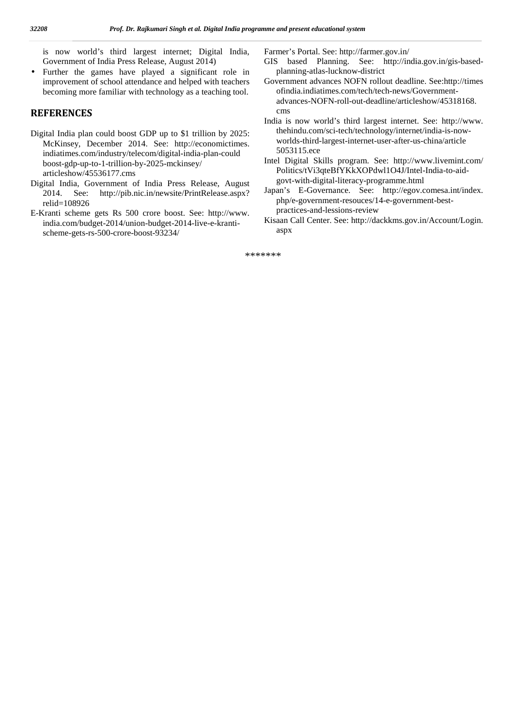is now world's third largest internet; Digital India, Government of India Press Release, August 2014)

- Further the games have played a significant role in improvement of school attendance and helped with teachers becoming more familiar with technology as a teaching tool.

## REFERENCES

Digital India plan could boost GDP up to $1 trillion by 2025: McKinsey, December 2014. See: http://economictimes.indiatimes.com/industry/telecom/digital-india-plan-could boost-gdp-up-to-1-trillion-by-2025-mckinsey/articleshow/45536177.cms

Digital India, Government of India Press Release, August 2014. See: http://pib.nic.in/newsite/PrintRelease.aspx?relid=108926

E-Kranti scheme gets Rs 500 crore boost. See: http://www.india.com/budget-2014/union-budget-2014-live-e-kranti-scheme-gets-rs-500-crore-boost-93234/

Farmer's Portal. See: http://farmer.gov.in/

GIS based Planning. See: http://india.gov.in/gis-based-planning-atlas-lucknow-district

Government advances NOFN rollout deadline. See:http://timesofindia.indiatimes.com/tech/tech-news/Government-advances-NOFN-roll-out-deadline/articleshow/45318168.cms

India is now world's third largest internet. See: http://www.thehindu.com/sci-tech/technology/internet/india-is-now-worlds-third-largest-internet-user-after-us-china/article5053115.ece

Intel Digital Skills program. See: http://www.livemint.com/Politics/tVi3qteBfYKkXOPdwl1O4J/Intel-India-to-aid-govt-with-digital-literacy-programme.html

Japan's E-Governance. See: http://egov.comesa.int/index.php/e-government-resouces/14-e-government-best-practices-and-lessions-review

Kisaan Call Center. See: http://dackkms.gov.in/Account/Login.aspx

*******